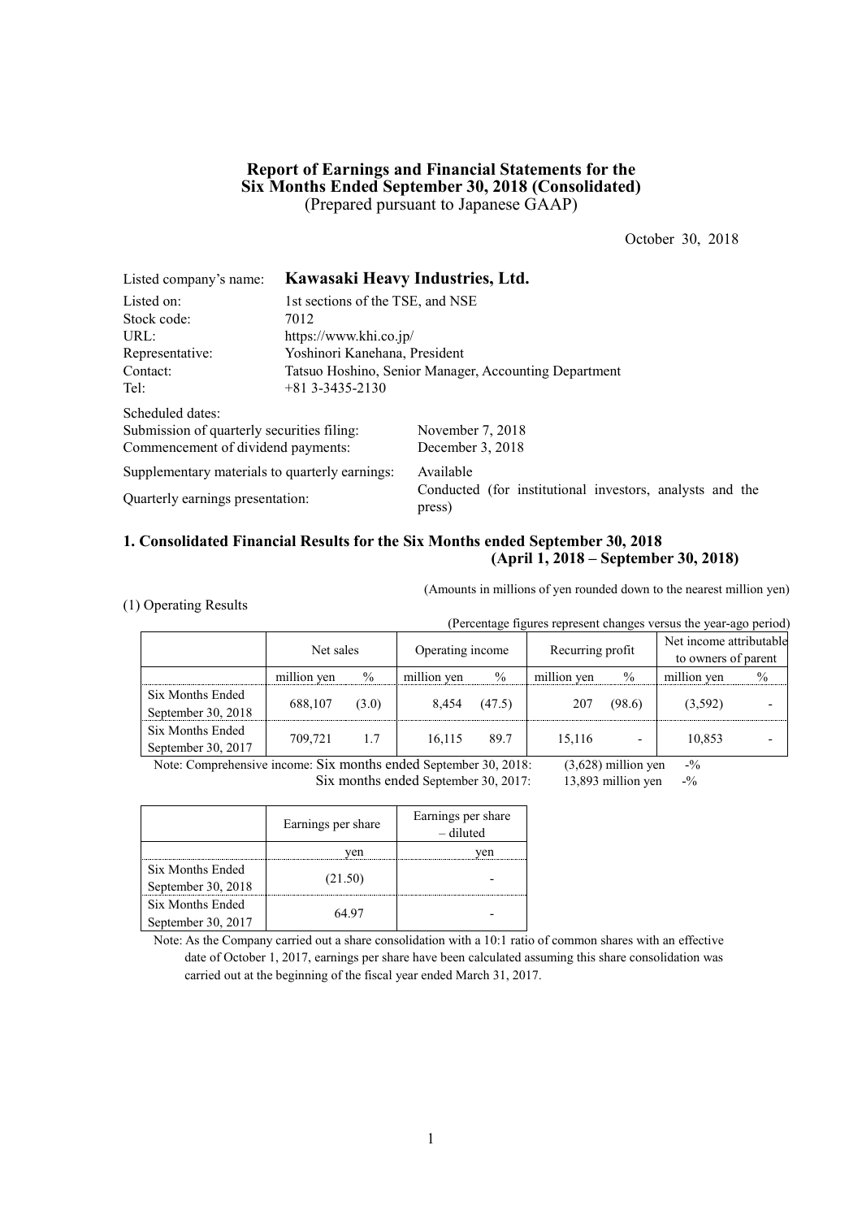# Report of Earnings and Financial Statements for the Six Months Ended September 30, 2018 (Consolidated)
(Prepared pursuant to Japanese GAAP)

October 30, 2018

Listed company's name: **Kawasaki Heavy Industries, Ltd.**

| | |
|---|---|
| Listed on: | 1st sections of the TSE, and NSE |
| Stock code: | 7012 |
| URL: | https://www.khi.co.jp/ |
| Representative: | Yoshinori Kanehana, President |
| Contact: | Tatsuo Hoshino, Senior Manager, Accounting Department |
| Tel: | +81 3-3435-2130 |

Scheduled dates:

| | |
|---|---|
| Submission of quarterly securities filing: | November 7, 2018 |
| Commencement of dividend payments: | December 3, 2018 |
| Supplementary materials to quarterly earnings: | Available |
| Quarterly earnings presentation: | Conducted (for institutional investors, analysts and the press) |

## 1. Consolidated Financial Results for the Six Months ended September 30, 2018 (April 1, 2018 – September 30, 2018)

(Amounts in millions of yen rounded down to the nearest million yen)

(1) Operating Results

(Percentage figures represent changes versus the year-ago period)

| | Net sales | | Operating income | | Recurring profit | | Net income attributable to owners of parent | |
|---|---|---|---|---|---|---|---|---|
| | million yen | % | million yen | % | million yen | % | million yen | % |
| Six Months Ended September 30, 2018 | 688,107 | (3.0) | 8,454 | (47.5) | 207 | (98.6) | (3,592) | - |
| Six Months Ended September 30, 2017 | 709,721 | 1.7 | 16,115 | 89.7 | 15,116 | - | 10,853 | - |

Note: Comprehensive income: Six months ended September 30, 2018: (3,628) million yen -%
Six months ended September 30, 2017: 13,893 million yen -%

| | Earnings per share | Earnings per share – diluted |
|---|---|---|
| | yen | yen |
| Six Months Ended September 30, 2018 | (21.50) | - |
| Six Months Ended September 30, 2017 | 64.97 | - |

Note: As the Company carried out a share consolidation with a 10:1 ratio of common shares with an effective date of October 1, 2017, earnings per share have been calculated assuming this share consolidation was carried out at the beginning of the fiscal year ended March 31, 2017.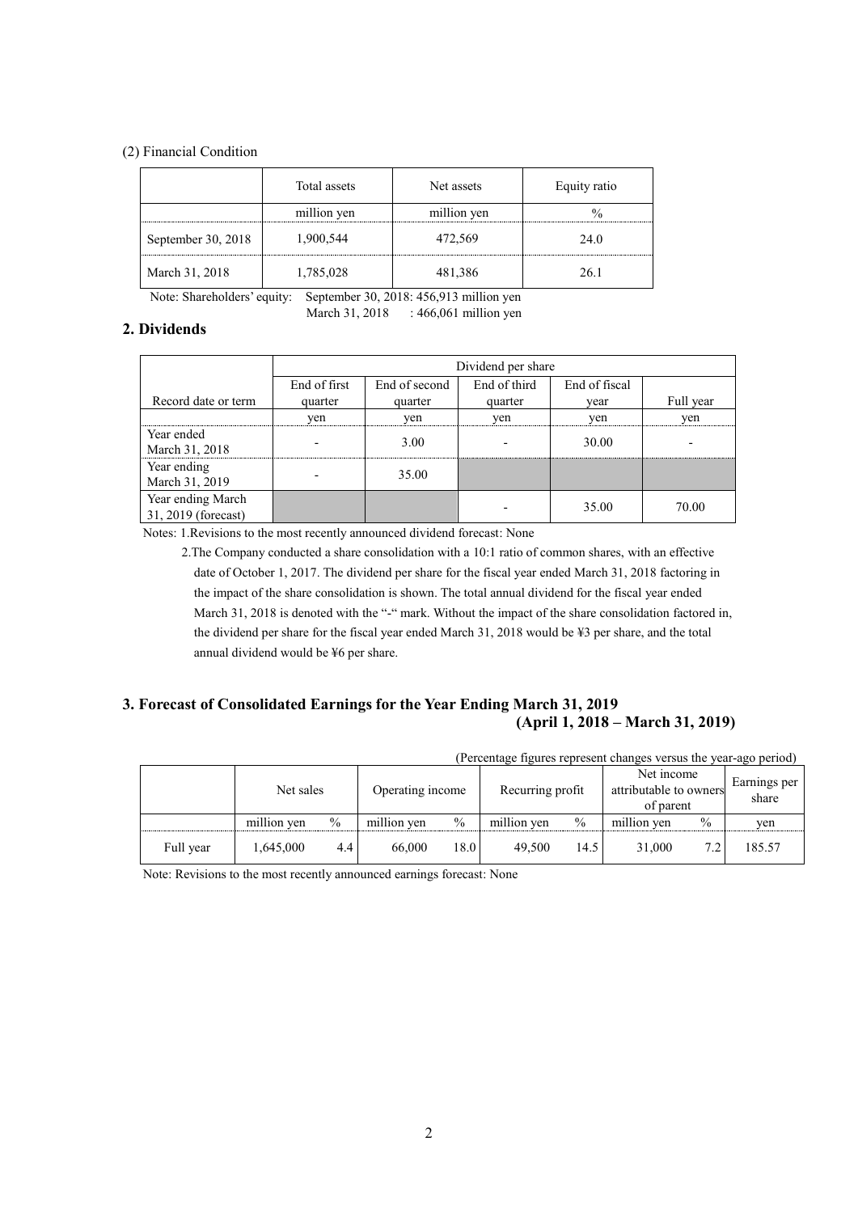(2) Financial Condition

| | Total assets | Net assets | Equity ratio |
|---|---|---|---|
| | million yen | million yen | % |
| September 30, 2018 | 1,900,544 | 472,569 | 24.0 |
| March 31, 2018 | 1,785,028 | 481,386 | 26.1 |

Note: Shareholders' equity: September 30, 2018: 456,913 million yen
March 31, 2018 : 466,061 million yen

## 2. Dividends

| | Dividend per share | | | | |
|---|---|---|---|---|---|
| Record date or term | End of first quarter | End of second quarter | End of third quarter | End of fiscal year | Full year |
| | yen | yen | yen | yen | yen |
| Year ended March 31, 2018 | - | 3.00 | - | 30.00 | - |
| Year ending March 31, 2019 | - | 35.00 | | | |
| Year ending March 31, 2019 (forecast) | | | - | 35.00 | 70.00 |

Notes: 1.Revisions to the most recently announced dividend forecast: None

2.The Company conducted a share consolidation with a 10:1 ratio of common shares, with an effective date of October 1, 2017. The dividend per share for the fiscal year ended March 31, 2018 factoring in the impact of the share consolidation is shown. The total annual dividend for the fiscal year ended March 31, 2018 is denoted with the "-" mark. Without the impact of the share consolidation factored in, the dividend per share for the fiscal year ended March 31, 2018 would be ¥3 per share, and the total annual dividend would be ¥6 per share.

## 3. Forecast of Consolidated Earnings for the Year Ending March 31, 2019 (April 1, 2018 – March 31, 2019)

(Percentage figures represent changes versus the year-ago period)

| | Net sales | | Operating income | | Recurring profit | | Net income attributable to owners of parent | | Earnings per share |
|---|---|---|---|---|---|---|---|---|---|
| | million yen | % | million yen | % | million yen | % | million yen | % | yen |
| Full year | 1,645,000 | 4.4 | 66,000 | 18.0 | 49,500 | 14.5 | 31,000 | 7.2 | 185.57 |

Note: Revisions to the most recently announced earnings forecast: None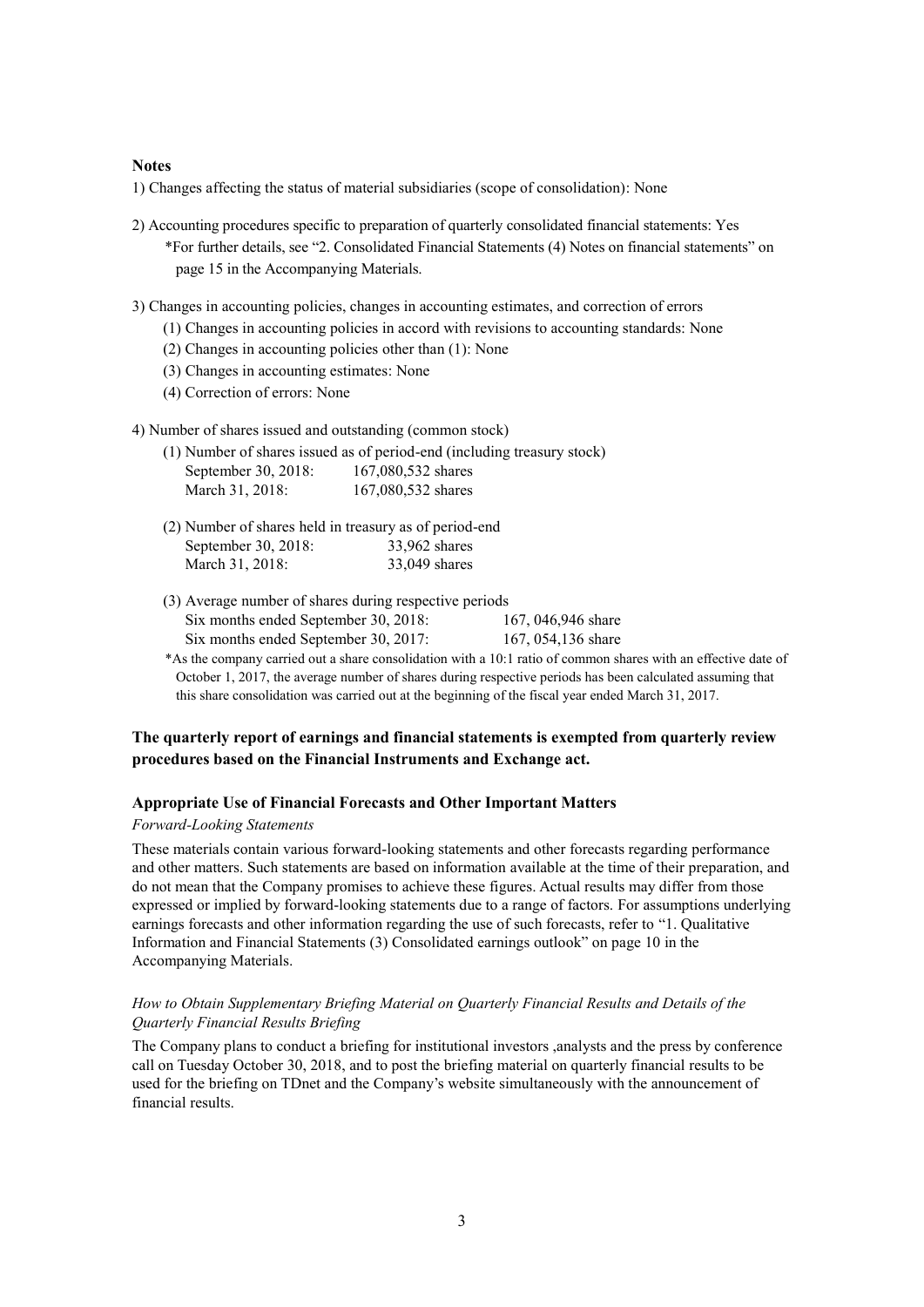**Notes**

1) Changes affecting the status of material subsidiaries (scope of consolidation): None

2) Accounting procedures specific to preparation of quarterly consolidated financial statements: Yes
   *For further details, see "2. Consolidated Financial Statements (4) Notes on financial statements" on page 15 in the Accompanying Materials.

3) Changes in accounting policies, changes in accounting estimates, and correction of errors
   (1) Changes in accounting policies in accord with revisions to accounting standards: None
   (2) Changes in accounting policies other than (1): None
   (3) Changes in accounting estimates: None
   (4) Correction of errors: None

4) Number of shares issued and outstanding (common stock)
   (1) Number of shares issued as of period-end (including treasury stock)
   September 30, 2018: 167,080,532 shares
   March 31, 2018: 167,080,532 shares

   (2) Number of shares held in treasury as of period-end
   September 30, 2018: 33,962 shares
   March 31, 2018: 33,049 shares

   (3) Average number of shares during respective periods
   Six months ended September 30, 2018: 167, 046,946 share
   Six months ended September 30, 2017: 167, 054,136 share

   *As the company carried out a share consolidation with a 10:1 ratio of common shares with an effective date of October 1, 2017, the average number of shares during respective periods has been calculated assuming that this share consolidation was carried out at the beginning of the fiscal year ended March 31, 2017.

**The quarterly report of earnings and financial statements is exempted from quarterly review procedures based on the Financial Instruments and Exchange act.**

**Appropriate Use of Financial Forecasts and Other Important Matters**

*Forward-Looking Statements*

These materials contain various forward-looking statements and other forecasts regarding performance and other matters. Such statements are based on information available at the time of their preparation, and do not mean that the Company promises to achieve these figures. Actual results may differ from those expressed or implied by forward-looking statements due to a range of factors. For assumptions underlying earnings forecasts and other information regarding the use of such forecasts, refer to "1. Qualitative Information and Financial Statements (3) Consolidated earnings outlook" on page 10 in the Accompanying Materials.

*How to Obtain Supplementary Briefing Material on Quarterly Financial Results and Details of the Quarterly Financial Results Briefing*

The Company plans to conduct a briefing for institutional investors ,analysts and the press by conference call on Tuesday October 30, 2018, and to post the briefing material on quarterly financial results to be used for the briefing on TDnet and the Company's website simultaneously with the announcement of financial results.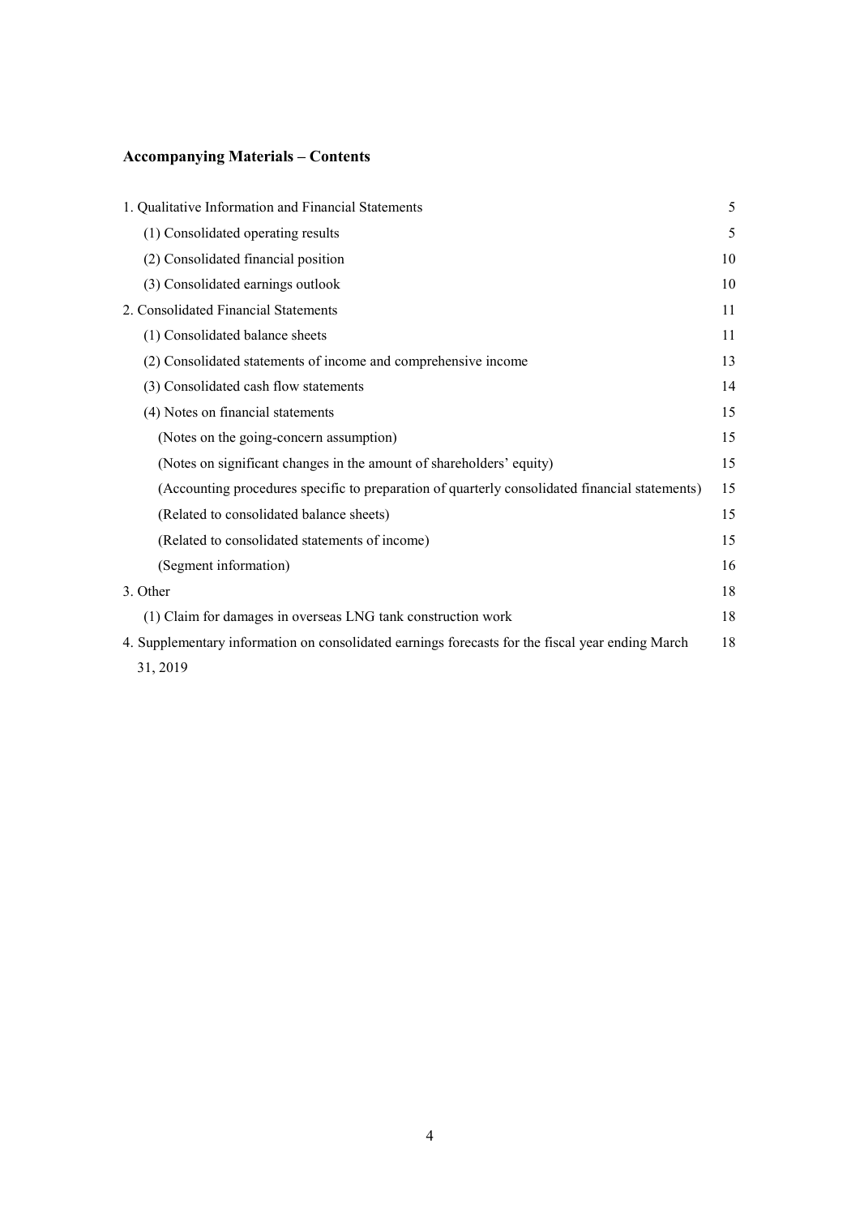## Accompanying Materials – Contents

| | |
|---|---|
| 1. Qualitative Information and Financial Statements | 5 |
| (1) Consolidated operating results | 5 |
| (2) Consolidated financial position | 10 |
| (3) Consolidated earnings outlook | 10 |
| 2. Consolidated Financial Statements | 11 |
| (1) Consolidated balance sheets | 11 |
| (2) Consolidated statements of income and comprehensive income | 13 |
| (3) Consolidated cash flow statements | 14 |
| (4) Notes on financial statements | 15 |
| (Notes on the going-concern assumption) | 15 |
| (Notes on significant changes in the amount of shareholders' equity) | 15 |
| (Accounting procedures specific to preparation of quarterly consolidated financial statements) | 15 |
| (Related to consolidated balance sheets) | 15 |
| (Related to consolidated statements of income) | 15 |
| (Segment information) | 16 |
| 3. Other | 18 |
| (1) Claim for damages in overseas LNG tank construction work | 18 |
| 4. Supplementary information on consolidated earnings forecasts for the fiscal year ending March 31, 2019 | 18 |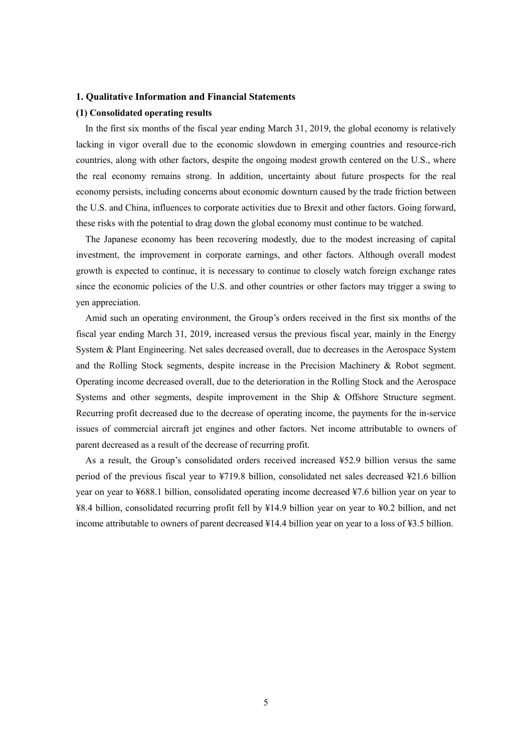## 1. Qualitative Information and Financial Statements

### (1) Consolidated operating results

In the first six months of the fiscal year ending March 31, 2019, the global economy is relatively lacking in vigor overall due to the economic slowdown in emerging countries and resource-rich countries, along with other factors, despite the ongoing modest growth centered on the U.S., where the real economy remains strong. In addition, uncertainty about future prospects for the real economy persists, including concerns about economic downturn caused by the trade friction between the U.S. and China, influences to corporate activities due to Brexit and other factors. Going forward, these risks with the potential to drag down the global economy must continue to be watched.

The Japanese economy has been recovering modestly, due to the modest increasing of capital investment, the improvement in corporate earnings, and other factors. Although overall modest growth is expected to continue, it is necessary to continue to closely watch foreign exchange rates since the economic policies of the U.S. and other countries or other factors may trigger a swing to yen appreciation.

Amid such an operating environment, the Group's orders received in the first six months of the fiscal year ending March 31, 2019, increased versus the previous fiscal year, mainly in the Energy System & Plant Engineering. Net sales decreased overall, due to decreases in the Aerospace System and the Rolling Stock segments, despite increase in the Precision Machinery & Robot segment. Operating income decreased overall, due to the deterioration in the Rolling Stock and the Aerospace Systems and other segments, despite improvement in the Ship & Offshore Structure segment. Recurring profit decreased due to the decrease of operating income, the payments for the in-service issues of commercial aircraft jet engines and other factors. Net income attributable to owners of parent decreased as a result of the decrease of recurring profit.

As a result, the Group's consolidated orders received increased ¥52.9 billion versus the same period of the previous fiscal year to ¥719.8 billion, consolidated net sales decreased ¥21.6 billion year on year to ¥688.1 billion, consolidated operating income decreased ¥7.6 billion year on year to ¥8.4 billion, consolidated recurring profit fell by ¥14.9 billion year on year to ¥0.2 billion, and net income attributable to owners of parent decreased ¥14.4 billion year on year to a loss of ¥3.5 billion.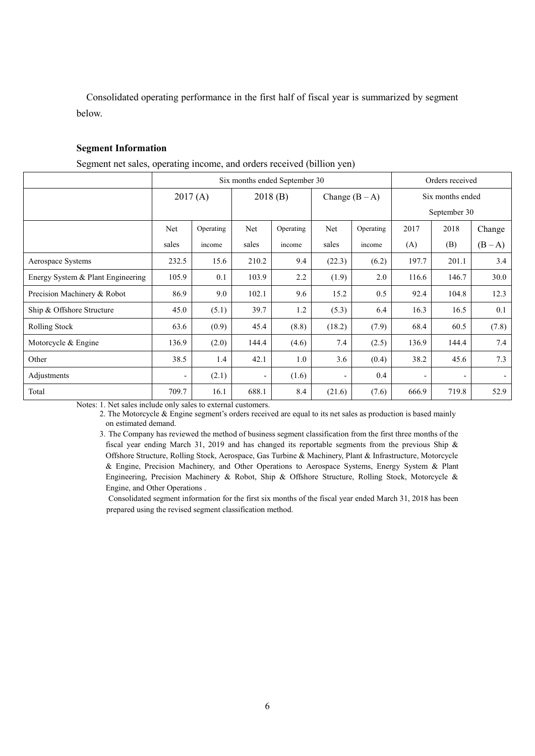Consolidated operating performance in the first half of fiscal year is summarized by segment below.

**Segment Information**

Segment net sales, operating income, and orders received (billion yen)

| | Six months ended September 30 | | | | | | Orders received | | |
|---|---|---|---|---|---|---|---|---|---|
| | 2017 (A) | | 2018 (B) | | Change (B – A) | | Six months ended September 30 | | |
| | Net sales | Operating income | Net sales | Operating income | Net sales | Operating income | 2017 (A) | 2018 (B) | Change (B – A) |
| Aerospace Systems | 232.5 | 15.6 | 210.2 | 9.4 | (22.3) | (6.2) | 197.7 | 201.1 | 3.4 |
| Energy System & Plant Engineering | 105.9 | 0.1 | 103.9 | 2.2 | (1.9) | 2.0 | 116.6 | 146.7 | 30.0 |
| Precision Machinery & Robot | 86.9 | 9.0 | 102.1 | 9.6 | 15.2 | 0.5 | 92.4 | 104.8 | 12.3 |
| Ship & Offshore Structure | 45.0 | (5.1) | 39.7 | 1.2 | (5.3) | 6.4 | 16.3 | 16.5 | 0.1 |
| Rolling Stock | 63.6 | (0.9) | 45.4 | (8.8) | (18.2) | (7.9) | 68.4 | 60.5 | (7.8) |
| Motorcycle & Engine | 136.9 | (2.0) | 144.4 | (4.6) | 7.4 | (2.5) | 136.9 | 144.4 | 7.4 |
| Other | 38.5 | 1.4 | 42.1 | 1.0 | 3.6 | (0.4) | 38.2 | 45.6 | 7.3 |
| Adjustments | - | (2.1) | - | (1.6) | - | 0.4 | - | - | - |
| Total | 709.7 | 16.1 | 688.1 | 8.4 | (21.6) | (7.6) | 666.9 | 719.8 | 52.9 |

Notes: 1. Net sales include only sales to external customers.

2. The Motorcycle & Engine segment's orders received are equal to its net sales as production is based mainly on estimated demand.

3. The Company has reviewed the method of business segment classification from the first three months of the fiscal year ending March 31, 2019 and has changed its reportable segments from the previous Ship & Offshore Structure, Rolling Stock, Aerospace, Gas Turbine & Machinery, Plant & Infrastructure, Motorcycle & Engine, Precision Machinery, and Other Operations to Aerospace Systems, Energy System & Plant Engineering, Precision Machinery & Robot, Ship & Offshore Structure, Rolling Stock, Motorcycle & Engine, and Other Operations .

Consolidated segment information for the first six months of the fiscal year ended March 31, 2018 has been prepared using the revised segment classification method.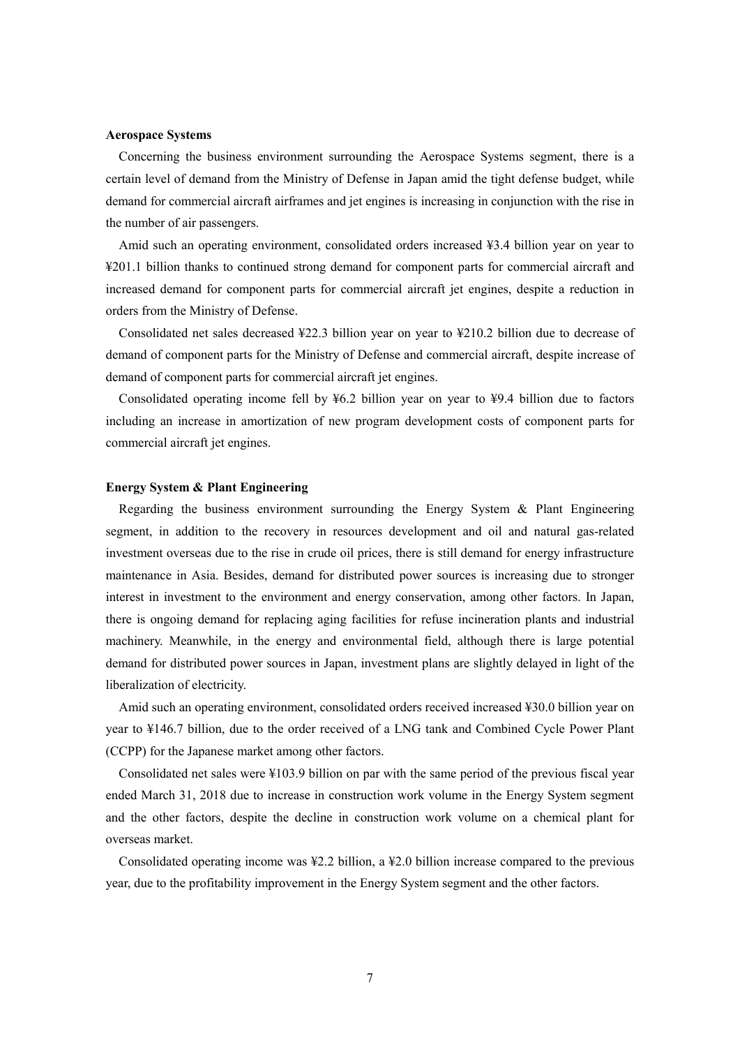**Aerospace Systems**

Concerning the business environment surrounding the Aerospace Systems segment, there is a certain level of demand from the Ministry of Defense in Japan amid the tight defense budget, while demand for commercial aircraft airframes and jet engines is increasing in conjunction with the rise in the number of air passengers.

Amid such an operating environment, consolidated orders increased ¥3.4 billion year on year to ¥201.1 billion thanks to continued strong demand for component parts for commercial aircraft and increased demand for component parts for commercial aircraft jet engines, despite a reduction in orders from the Ministry of Defense.

Consolidated net sales decreased ¥22.3 billion year on year to ¥210.2 billion due to decrease of demand of component parts for the Ministry of Defense and commercial aircraft, despite increase of demand of component parts for commercial aircraft jet engines.

Consolidated operating income fell by ¥6.2 billion year on year to ¥9.4 billion due to factors including an increase in amortization of new program development costs of component parts for commercial aircraft jet engines.

**Energy System & Plant Engineering**

Regarding the business environment surrounding the Energy System & Plant Engineering segment, in addition to the recovery in resources development and oil and natural gas-related investment overseas due to the rise in crude oil prices, there is still demand for energy infrastructure maintenance in Asia. Besides, demand for distributed power sources is increasing due to stronger interest in investment to the environment and energy conservation, among other factors. In Japan, there is ongoing demand for replacing aging facilities for refuse incineration plants and industrial machinery. Meanwhile, in the energy and environmental field, although there is large potential demand for distributed power sources in Japan, investment plans are slightly delayed in light of the liberalization of electricity.

Amid such an operating environment, consolidated orders received increased ¥30.0 billion year on year to ¥146.7 billion, due to the order received of a LNG tank and Combined Cycle Power Plant (CCPP) for the Japanese market among other factors.

Consolidated net sales were ¥103.9 billion on par with the same period of the previous fiscal year ended March 31, 2018 due to increase in construction work volume in the Energy System segment and the other factors, despite the decline in construction work volume on a chemical plant for overseas market.

Consolidated operating income was ¥2.2 billion, a ¥2.0 billion increase compared to the previous year, due to the profitability improvement in the Energy System segment and the other factors.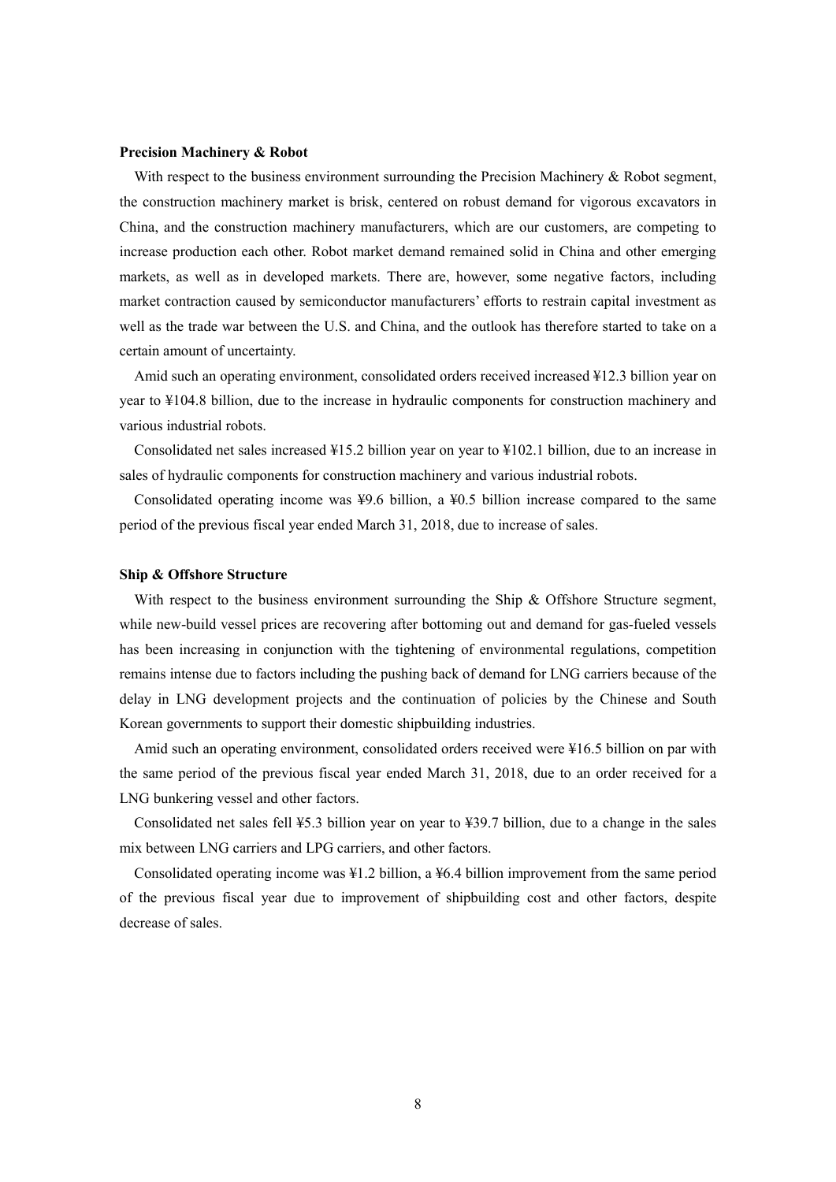**Precision Machinery & Robot**

With respect to the business environment surrounding the Precision Machinery & Robot segment, the construction machinery market is brisk, centered on robust demand for vigorous excavators in China, and the construction machinery manufacturers, which are our customers, are competing to increase production each other. Robot market demand remained solid in China and other emerging markets, as well as in developed markets. There are, however, some negative factors, including market contraction caused by semiconductor manufacturers' efforts to restrain capital investment as well as the trade war between the U.S. and China, and the outlook has therefore started to take on a certain amount of uncertainty.

Amid such an operating environment, consolidated orders received increased ¥12.3 billion year on year to ¥104.8 billion, due to the increase in hydraulic components for construction machinery and various industrial robots.

Consolidated net sales increased ¥15.2 billion year on year to ¥102.1 billion, due to an increase in sales of hydraulic components for construction machinery and various industrial robots.

Consolidated operating income was ¥9.6 billion, a ¥0.5 billion increase compared to the same period of the previous fiscal year ended March 31, 2018, due to increase of sales.

**Ship & Offshore Structure**

With respect to the business environment surrounding the Ship & Offshore Structure segment, while new-build vessel prices are recovering after bottoming out and demand for gas-fueled vessels has been increasing in conjunction with the tightening of environmental regulations, competition remains intense due to factors including the pushing back of demand for LNG carriers because of the delay in LNG development projects and the continuation of policies by the Chinese and South Korean governments to support their domestic shipbuilding industries.

Amid such an operating environment, consolidated orders received were ¥16.5 billion on par with the same period of the previous fiscal year ended March 31, 2018, due to an order received for a LNG bunkering vessel and other factors.

Consolidated net sales fell ¥5.3 billion year on year to ¥39.7 billion, due to a change in the sales mix between LNG carriers and LPG carriers, and other factors.

Consolidated operating income was ¥1.2 billion, a ¥6.4 billion improvement from the same period of the previous fiscal year due to improvement of shipbuilding cost and other factors, despite decrease of sales.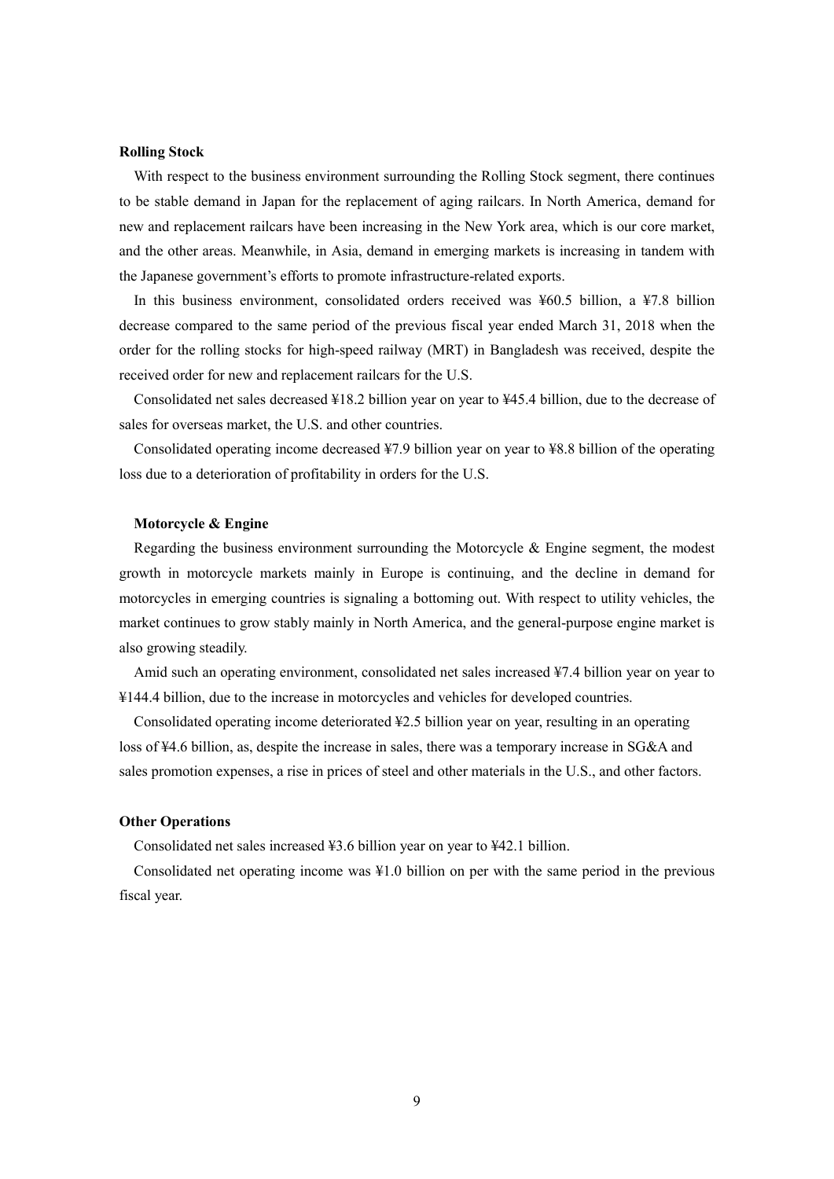**Rolling Stock**

With respect to the business environment surrounding the Rolling Stock segment, there continues to be stable demand in Japan for the replacement of aging railcars. In North America, demand for new and replacement railcars have been increasing in the New York area, which is our core market, and the other areas. Meanwhile, in Asia, demand in emerging markets is increasing in tandem with the Japanese government's efforts to promote infrastructure-related exports.

In this business environment, consolidated orders received was ¥60.5 billion, a ¥7.8 billion decrease compared to the same period of the previous fiscal year ended March 31, 2018 when the order for the rolling stocks for high-speed railway (MRT) in Bangladesh was received, despite the received order for new and replacement railcars for the U.S.

Consolidated net sales decreased ¥18.2 billion year on year to ¥45.4 billion, due to the decrease of sales for overseas market, the U.S. and other countries.

Consolidated operating income decreased ¥7.9 billion year on year to ¥8.8 billion of the operating loss due to a deterioration of profitability in orders for the U.S.

**Motorcycle & Engine**

Regarding the business environment surrounding the Motorcycle & Engine segment, the modest growth in motorcycle markets mainly in Europe is continuing, and the decline in demand for motorcycles in emerging countries is signaling a bottoming out. With respect to utility vehicles, the market continues to grow stably mainly in North America, and the general-purpose engine market is also growing steadily.

Amid such an operating environment, consolidated net sales increased ¥7.4 billion year on year to ¥144.4 billion, due to the increase in motorcycles and vehicles for developed countries.

Consolidated operating income deteriorated ¥2.5 billion year on year, resulting in an operating loss of ¥4.6 billion, as, despite the increase in sales, there was a temporary increase in SG&A and sales promotion expenses, a rise in prices of steel and other materials in the U.S., and other factors.

**Other Operations**

Consolidated net sales increased ¥3.6 billion year on year to ¥42.1 billion.

Consolidated net operating income was ¥1.0 billion on per with the same period in the previous fiscal year.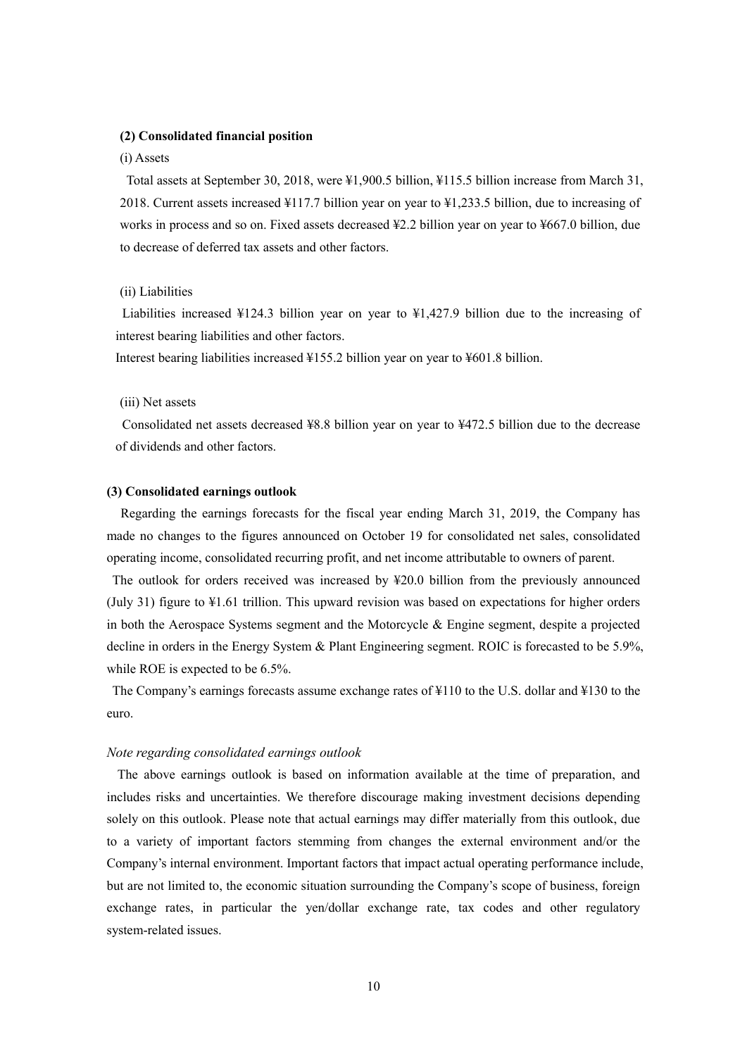**(2) Consolidated financial position**

(i) Assets

Total assets at September 30, 2018, were ¥1,900.5 billion, ¥115.5 billion increase from March 31, 2018. Current assets increased ¥117.7 billion year on year to ¥1,233.5 billion, due to increasing of works in process and so on. Fixed assets decreased ¥2.2 billion year on year to ¥667.0 billion, due to decrease of deferred tax assets and other factors.

(ii) Liabilities

Liabilities increased ¥124.3 billion year on year to ¥1,427.9 billion due to the increasing of interest bearing liabilities and other factors.

Interest bearing liabilities increased ¥155.2 billion year on year to ¥601.8 billion.

(iii) Net assets

Consolidated net assets decreased ¥8.8 billion year on year to ¥472.5 billion due to the decrease of dividends and other factors.

**(3) Consolidated earnings outlook**

Regarding the earnings forecasts for the fiscal year ending March 31, 2019, the Company has made no changes to the figures announced on October 19 for consolidated net sales, consolidated operating income, consolidated recurring profit, and net income attributable to owners of parent.

The outlook for orders received was increased by ¥20.0 billion from the previously announced (July 31) figure to ¥1.61 trillion. This upward revision was based on expectations for higher orders in both the Aerospace Systems segment and the Motorcycle & Engine segment, despite a projected decline in orders in the Energy System & Plant Engineering segment. ROIC is forecasted to be 5.9%, while ROE is expected to be 6.5%.

The Company's earnings forecasts assume exchange rates of ¥110 to the U.S. dollar and ¥130 to the euro.

*Note regarding consolidated earnings outlook*

The above earnings outlook is based on information available at the time of preparation, and includes risks and uncertainties. We therefore discourage making investment decisions depending solely on this outlook. Please note that actual earnings may differ materially from this outlook, due to a variety of important factors stemming from changes the external environment and/or the Company's internal environment. Important factors that impact actual operating performance include, but are not limited to, the economic situation surrounding the Company's scope of business, foreign exchange rates, in particular the yen/dollar exchange rate, tax codes and other regulatory system-related issues.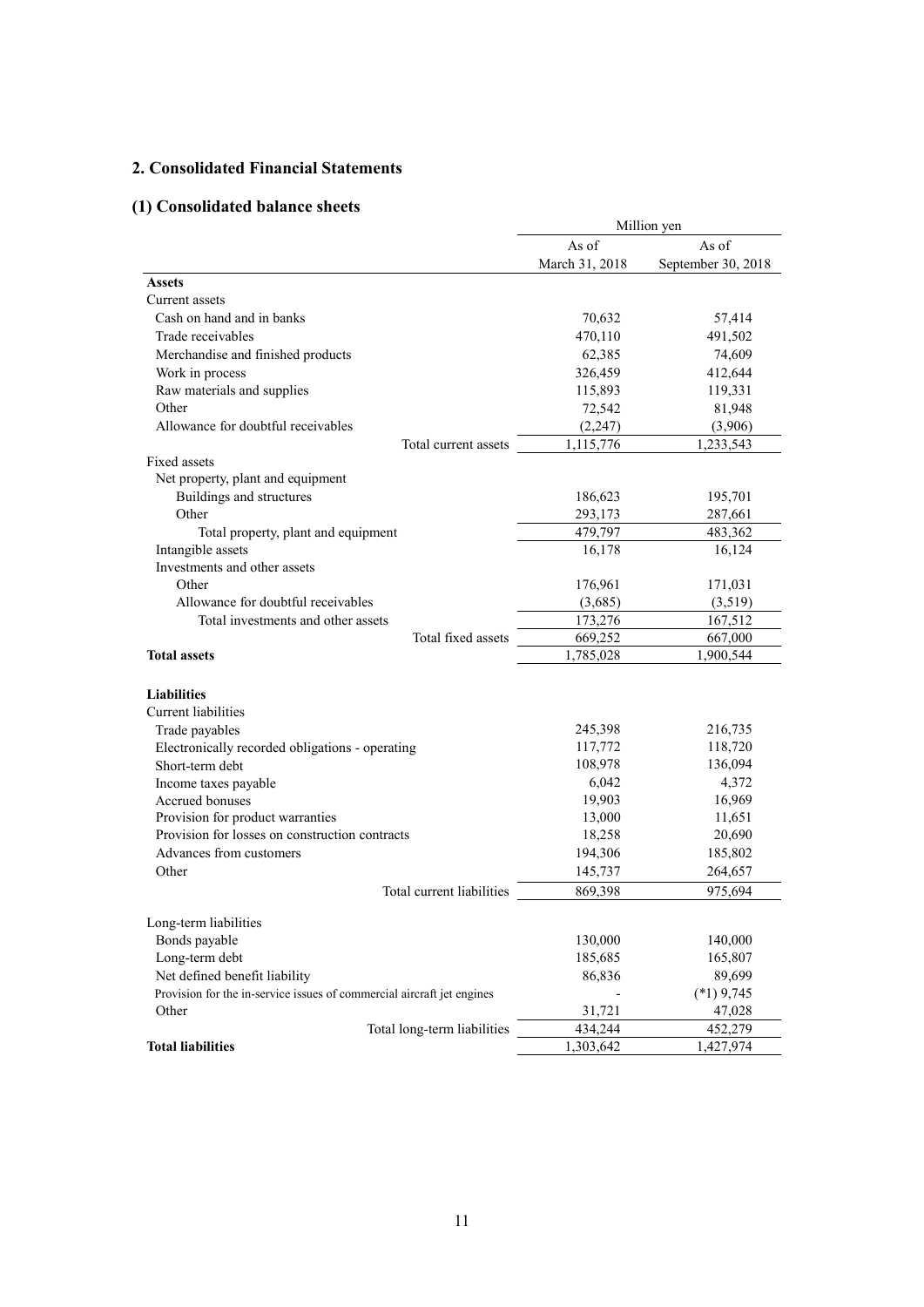## 2. Consolidated Financial Statements

### (1) Consolidated balance sheets

| | Million yen | |
|---|---|---|
| | As of March 31, 2018 | As of September 30, 2018 |
| **Assets** | | |
| Current assets | | |
| Cash on hand and in banks | 70,632 | 57,414 |
| Trade receivables | 470,110 | 491,502 |
| Merchandise and finished products | 62,385 | 74,609 |
| Work in process | 326,459 | 412,644 |
| Raw materials and supplies | 115,893 | 119,331 |
| Other | 72,542 | 81,948 |
| Allowance for doubtful receivables | (2,247) | (3,906) |
| Total current assets | 1,115,776 | 1,233,543 |
| Fixed assets | | |
| Net property, plant and equipment | | |
| Buildings and structures | 186,623 | 195,701 |
| Other | 293,173 | 287,661 |
| Total property, plant and equipment | 479,797 | 483,362 |
| Intangible assets | 16,178 | 16,124 |
| Investments and other assets | | |
| Other | 176,961 | 171,031 |
| Allowance for doubtful receivables | (3,685) | (3,519) |
| Total investments and other assets | 173,276 | 167,512 |
| Total fixed assets | 669,252 | 667,000 |
| **Total assets** | 1,785,028 | 1,900,544 |
| | | |
| **Liabilities** | | |
| Current liabilities | | |
| Trade payables | 245,398 | 216,735 |
| Electronically recorded obligations - operating | 117,772 | 118,720 |
| Short-term debt | 108,978 | 136,094 |
| Income taxes payable | 6,042 | 4,372 |
| Accrued bonuses | 19,903 | 16,969 |
| Provision for product warranties | 13,000 | 11,651 |
| Provision for losses on construction contracts | 18,258 | 20,690 |
| Advances from customers | 194,306 | 185,802 |
| Other | 145,737 | 264,657 |
| Total current liabilities | 869,398 | 975,694 |
| | | |
| Long-term liabilities | | |
| Bonds payable | 130,000 | 140,000 |
| Long-term debt | 185,685 | 165,807 |
| Net defined benefit liability | 86,836 | 89,699 |
| Provision for the in-service issues of commercial aircraft jet engines | - | (*1) 9,745 |
| Other | 31,721 | 47,028 |
| Total long-term liabilities | 434,244 | 452,279 |
| **Total liabilities** | 1,303,642 | 1,427,974 |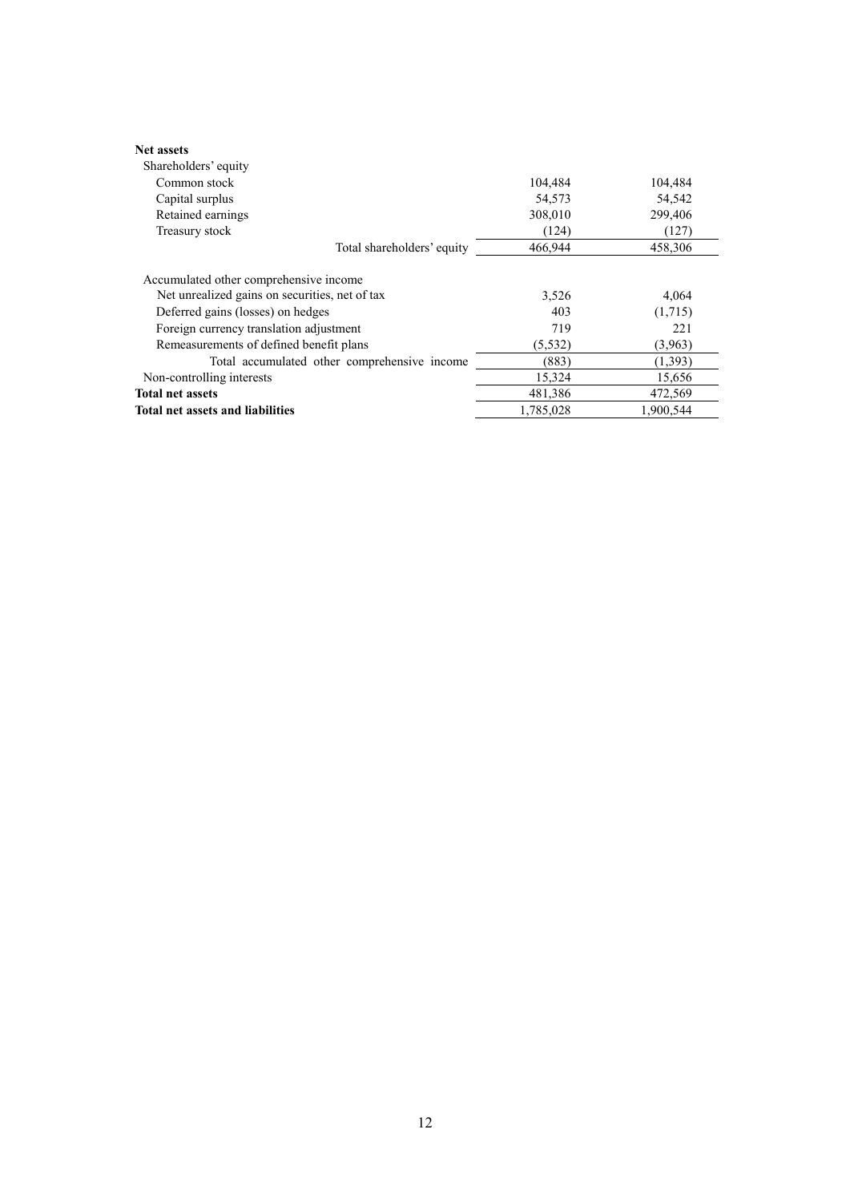| | | |
|---|---|---|
| **Net assets** | | |
| Shareholders' equity | | |
| Common stock | 104,484 | 104,484 |
| Capital surplus | 54,573 | 54,542 |
| Retained earnings | 308,010 | 299,406 |
| Treasury stock | (124) | (127) |
| Total shareholders' equity | 466,944 | 458,306 |
| Accumulated other comprehensive income | | |
| Net unrealized gains on securities, net of tax | 3,526 | 4,064 |
| Deferred gains (losses) on hedges | 403 | (1,715) |
| Foreign currency translation adjustment | 719 | 221 |
| Remeasurements of defined benefit plans | (5,532) | (3,963) |
| Total accumulated other comprehensive income | (883) | (1,393) |
| Non-controlling interests | 15,324 | 15,656 |
| **Total net assets** | 481,386 | 472,569 |
| **Total net assets and liabilities** | 1,785,028 | 1,900,544 |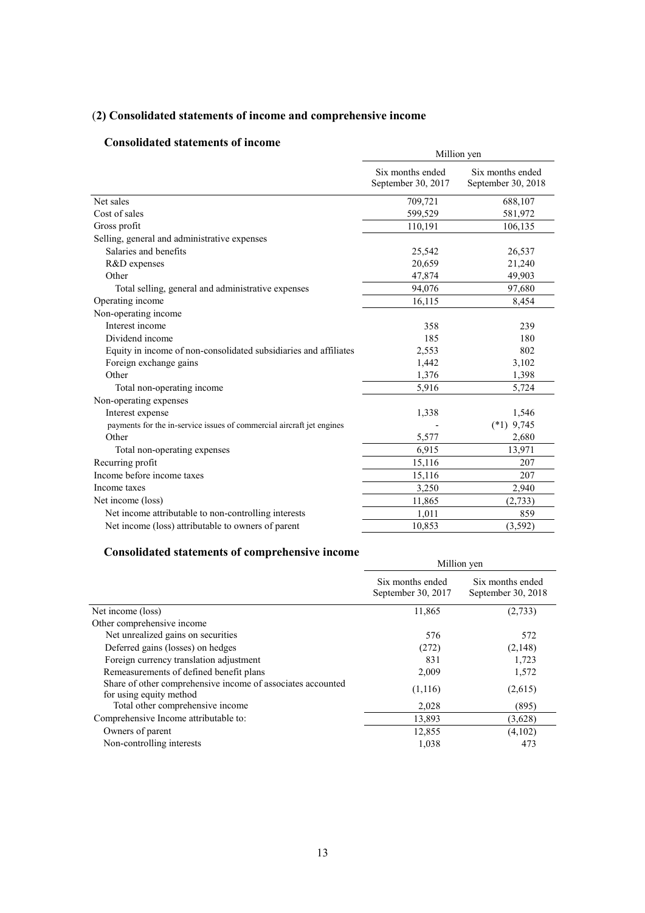## (2) Consolidated statements of income and comprehensive income

### Consolidated statements of income

| | Million yen | |
|---|---|---|
| | Six months ended September 30, 2017 | Six months ended September 30, 2018 |
| Net sales | 709,721 | 688,107 |
| Cost of sales | 599,529 | 581,972 |
| Gross profit | 110,191 | 106,135 |
| Selling, general and administrative expenses | | |
| Salaries and benefits | 25,542 | 26,537 |
| R&D expenses | 20,659 | 21,240 |
| Other | 47,874 | 49,903 |
| Total selling, general and administrative expenses | 94,076 | 97,680 |
| Operating income | 16,115 | 8,454 |
| Non-operating income | | |
| Interest income | 358 | 239 |
| Dividend income | 185 | 180 |
| Equity in income of non-consolidated subsidiaries and affiliates | 2,553 | 802 |
| Foreign exchange gains | 1,442 | 3,102 |
| Other | 1,376 | 1,398 |
| Total non-operating income | 5,916 | 5,724 |
| Non-operating expenses | | |
| Interest expense | 1,338 | 1,546 |
| payments for the in-service issues of commercial aircraft jet engines | - | (*1) 9,745 |
| Other | 5,577 | 2,680 |
| Total non-operating expenses | 6,915 | 13,971 |
| Recurring profit | 15,116 | 207 |
| Income before income taxes | 15,116 | 207 |
| Income taxes | 3,250 | 2,940 |
| Net income (loss) | 11,865 | (2,733) |
| Net income attributable to non-controlling interests | 1,011 | 859 |
| Net income (loss) attributable to owners of parent | 10,853 | (3,592) |

### Consolidated statements of comprehensive income

| | Million yen | |
|---|---|---|
| | Six months ended September 30, 2017 | Six months ended September 30, 2018 |
| Net income (loss) | 11,865 | (2,733) |
| Other comprehensive income | | |
| Net unrealized gains on securities | 576 | 572 |
| Deferred gains (losses) on hedges | (272) | (2,148) |
| Foreign currency translation adjustment | 831 | 1,723 |
| Remeasurements of defined benefit plans | 2,009 | 1,572 |
| Share of other comprehensive income of associates accounted for using equity method | (1,116) | (2,615) |
| Total other comprehensive income | 2,028 | (895) |
| Comprehensive Income attributable to: | 13,893 | (3,628) |
| Owners of parent | 12,855 | (4,102) |
| Non-controlling interests | 1,038 | 473 |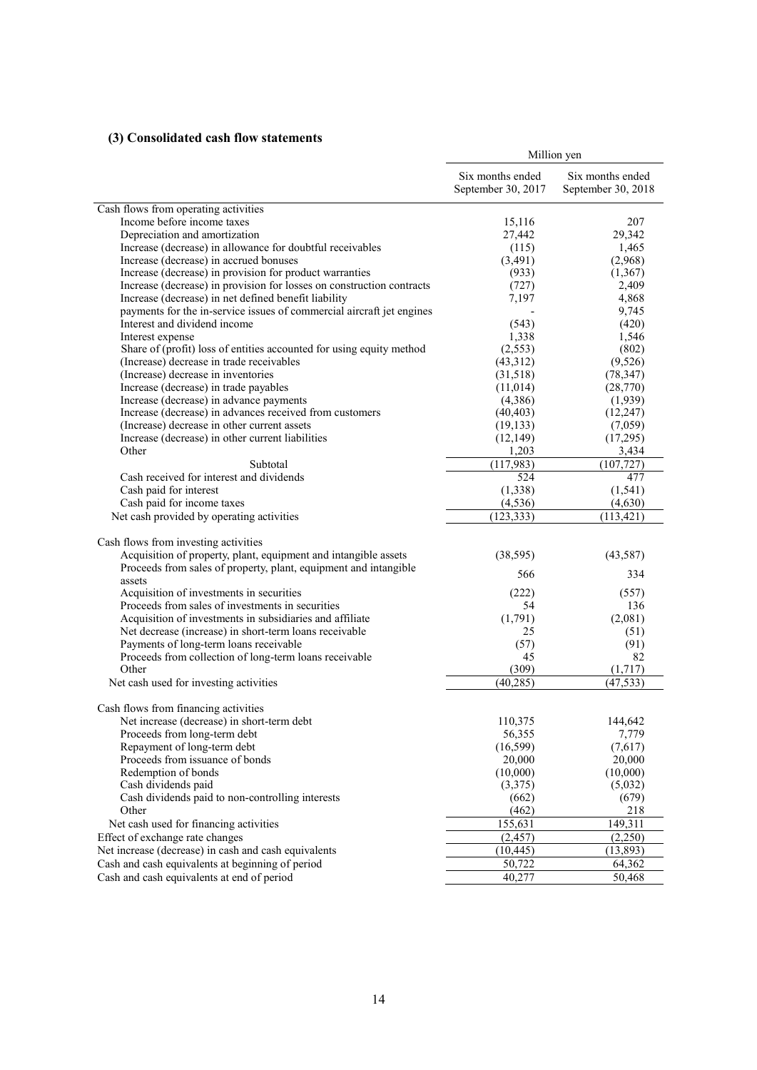### (3) Consolidated cash flow statements

| | Million yen | |
|---|---|---|
| | Six months ended September 30, 2017 | Six months ended September 30, 2018 |
| Cash flows from operating activities | | |
| Income before income taxes | 15,116 | 207 |
| Depreciation and amortization | 27,442 | 29,342 |
| Increase (decrease) in allowance for doubtful receivables | (115) | 1,465 |
| Increase (decrease) in accrued bonuses | (3,491) | (2,968) |
| Increase (decrease) in provision for product warranties | (933) | (1,367) |
| Increase (decrease) in provision for losses on construction contracts | (727) | 2,409 |
| Increase (decrease) in net defined benefit liability | 7,197 | 4,868 |
| payments for the in-service issues of commercial aircraft jet engines | - | 9,745 |
| Interest and dividend income | (543) | (420) |
| Interest expense | 1,338 | 1,546 |
| Share of (profit) loss of entities accounted for using equity method | (2,553) | (802) |
| (Increase) decrease in trade receivables | (43,312) | (9,526) |
| (Increase) decrease in inventories | (31,518) | (78,347) |
| Increase (decrease) in trade payables | (11,014) | (28,770) |
| Increase (decrease) in advance payments | (4,386) | (1,939) |
| Increase (decrease) in advances received from customers | (40,403) | (12,247) |
| (Increase) decrease in other current assets | (19,133) | (7,059) |
| Increase (decrease) in other current liabilities | (12,149) | (17,295) |
| Other | 1,203 | 3,434 |
| Subtotal | (117,983) | (107,727) |
| Cash received for interest and dividends | 524 | 477 |
| Cash paid for interest | (1,338) | (1,541) |
| Cash paid for income taxes | (4,536) | (4,630) |
| Net cash provided by operating activities | (123,333) | (113,421) |
| Cash flows from investing activities | | |
| Acquisition of property, plant, equipment and intangible assets | (38,595) | (43,587) |
| Proceeds from sales of property, plant, equipment and intangible assets | 566 | 334 |
| Acquisition of investments in securities | (222) | (557) |
| Proceeds from sales of investments in securities | 54 | 136 |
| Acquisition of investments in subsidiaries and affiliate | (1,791) | (2,081) |
| Net decrease (increase) in short-term loans receivable | 25 | (51) |
| Payments of long-term loans receivable | (57) | (91) |
| Proceeds from collection of long-term loans receivable | 45 | 82 |
| Other | (309) | (1,717) |
| Net cash used for investing activities | (40,285) | (47,533) |
| Cash flows from financing activities | | |
| Net increase (decrease) in short-term debt | 110,375 | 144,642 |
| Proceeds from long-term debt | 56,355 | 7,779 |
| Repayment of long-term debt | (16,599) | (7,617) |
| Proceeds from issuance of bonds | 20,000 | 20,000 |
| Redemption of bonds | (10,000) | (10,000) |
| Cash dividends paid | (3,375) | (5,032) |
| Cash dividends paid to non-controlling interests | (662) | (679) |
| Other | (462) | 218 |
| Net cash used for financing activities | 155,631 | 149,311 |
| Effect of exchange rate changes | (2,457) | (2,250) |
| Net increase (decrease) in cash and cash equivalents | (10,445) | (13,893) |
| Cash and cash equivalents at beginning of period | 50,722 | 64,362 |
| Cash and cash equivalents at end of period | 40,277 | 50,468 |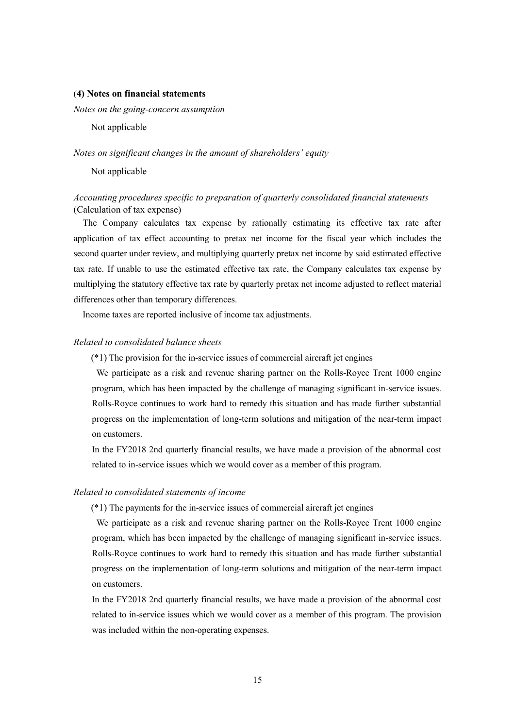### (4) Notes on financial statements

*Notes on the going-concern assumption*

Not applicable

*Notes on significant changes in the amount of shareholders' equity*

Not applicable

*Accounting procedures specific to preparation of quarterly consolidated financial statements*
(Calculation of tax expense)

The Company calculates tax expense by rationally estimating its effective tax rate after application of tax effect accounting to pretax net income for the fiscal year which includes the second quarter under review, and multiplying quarterly pretax net income by said estimated effective tax rate. If unable to use the estimated effective tax rate, the Company calculates tax expense by multiplying the statutory effective tax rate by quarterly pretax net income adjusted to reflect material differences other than temporary differences.

Income taxes are reported inclusive of income tax adjustments.

*Related to consolidated balance sheets*

(*1) The provision for the in-service issues of commercial aircraft jet engines

We participate as a risk and revenue sharing partner on the Rolls-Royce Trent 1000 engine program, which has been impacted by the challenge of managing significant in-service issues. Rolls-Royce continues to work hard to remedy this situation and has made further substantial progress on the implementation of long-term solutions and mitigation of the near-term impact on customers.

In the FY2018 2nd quarterly financial results, we have made a provision of the abnormal cost related to in-service issues which we would cover as a member of this program.

*Related to consolidated statements of income*

(*1) The payments for the in-service issues of commercial aircraft jet engines

We participate as a risk and revenue sharing partner on the Rolls-Royce Trent 1000 engine program, which has been impacted by the challenge of managing significant in-service issues. Rolls-Royce continues to work hard to remedy this situation and has made further substantial progress on the implementation of long-term solutions and mitigation of the near-term impact on customers.

In the FY2018 2nd quarterly financial results, we have made a provision of the abnormal cost related to in-service issues which we would cover as a member of this program. The provision was included within the non-operating expenses.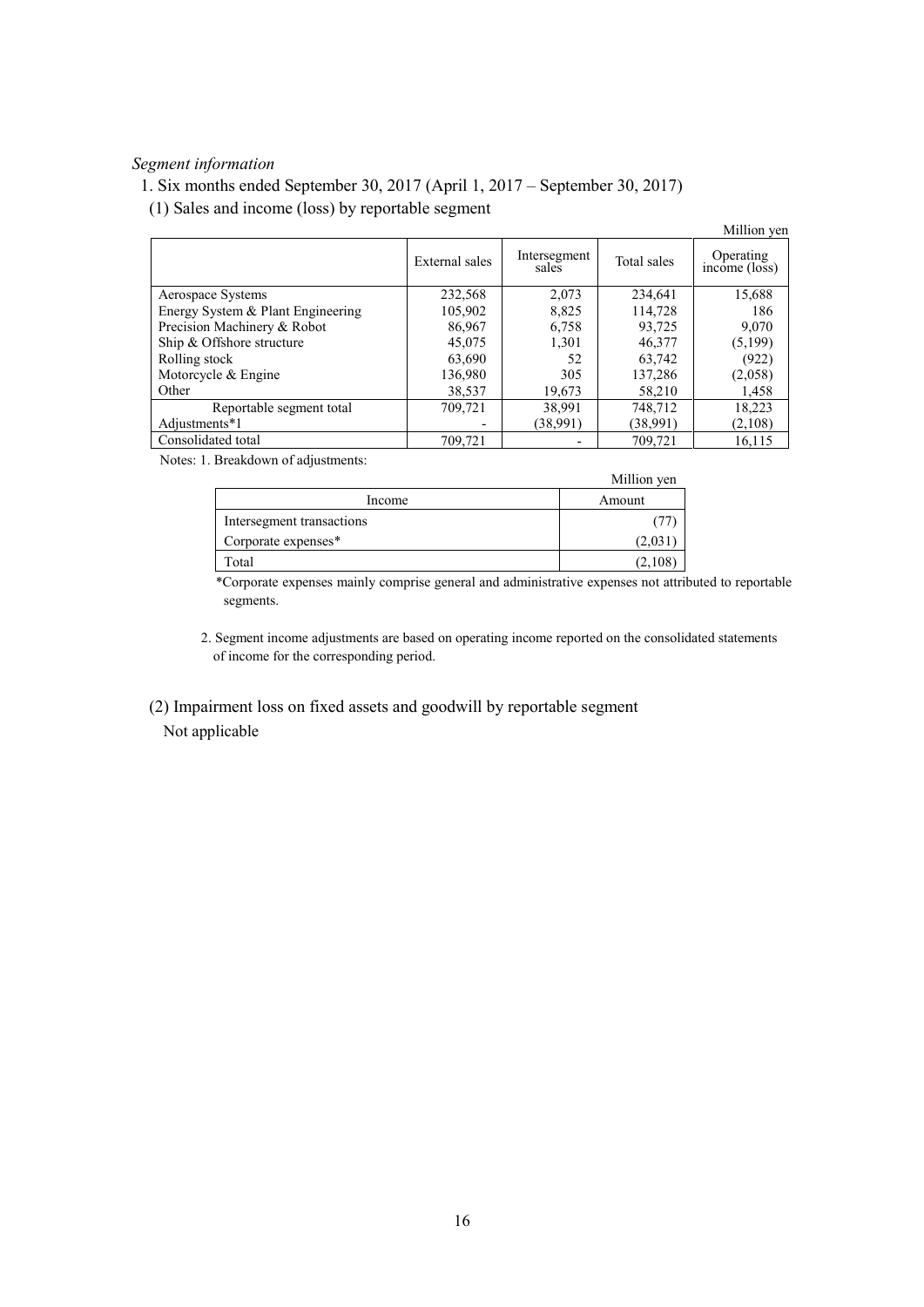*Segment information*

1. Six months ended September 30, 2017 (April 1, 2017 – September 30, 2017)

(1) Sales and income (loss) by reportable segment

Million yen

| | External sales | Intersegment sales | Total sales | Operating income (loss) |
|---|---|---|---|---|
| Aerospace Systems | 232,568 | 2,073 | 234,641 | 15,688 |
| Energy System & Plant Engineering | 105,902 | 8,825 | 114,728 | 186 |
| Precision Machinery & Robot | 86,967 | 6,758 | 93,725 | 9,070 |
| Ship & Offshore structure | 45,075 | 1,301 | 46,377 | (5,199) |
| Rolling stock | 63,690 | 52 | 63,742 | (922) |
| Motorcycle & Engine | 136,980 | 305 | 137,286 | (2,058) |
| Other | 38,537 | 19,673 | 58,210 | 1,458 |
| Reportable segment total | 709,721 | 38,991 | 748,712 | 18,223 |
| Adjustments*1 | - | (38,991) | (38,991) | (2,108) |
| Consolidated total | 709,721 | - | 709,721 | 16,115 |

Notes: 1. Breakdown of adjustments:

Million yen

| Income | Amount |
|---|---|
| Intersegment transactions | (77) |
| Corporate expenses* | (2,031) |
| Total | (2,108) |

*Corporate expenses mainly comprise general and administrative expenses not attributed to reportable segments.

2. Segment income adjustments are based on operating income reported on the consolidated statements of income for the corresponding period.

(2) Impairment loss on fixed assets and goodwill by reportable segment

Not applicable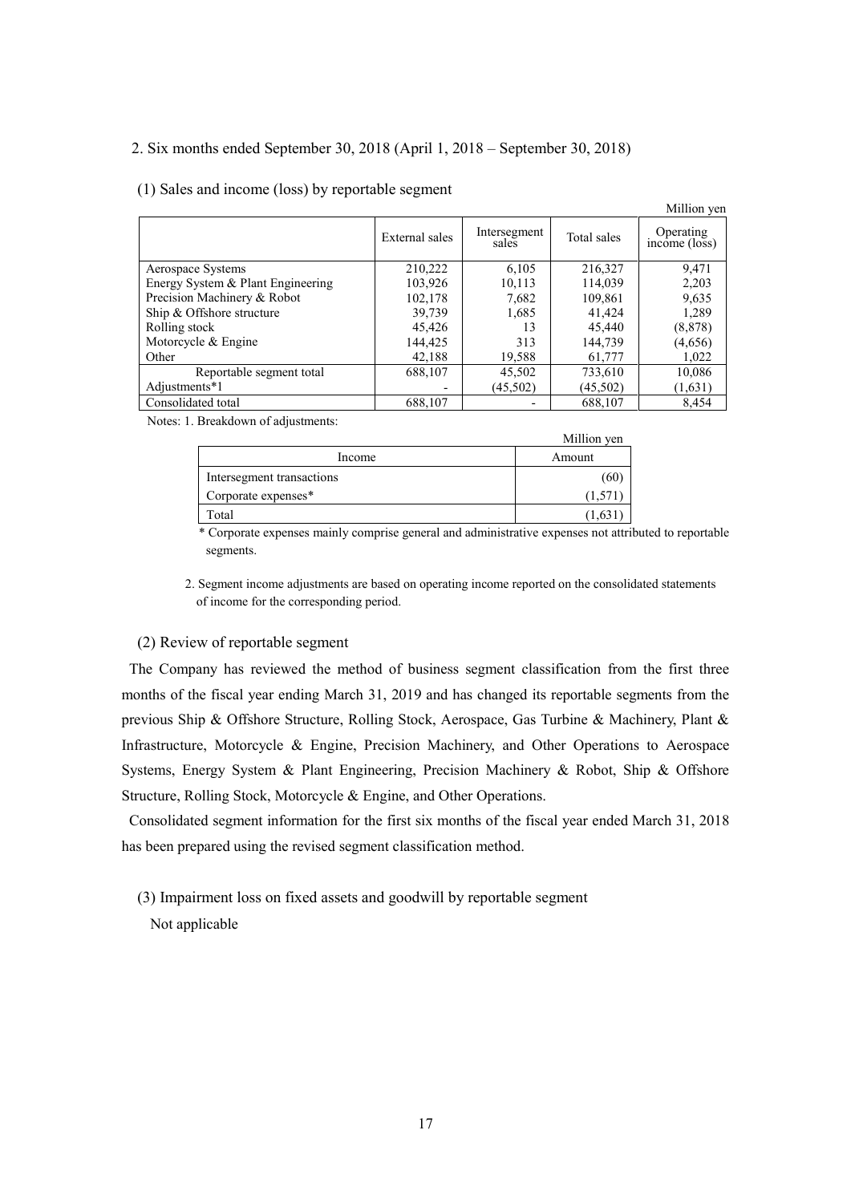2. Six months ended September 30, 2018 (April 1, 2018 – September 30, 2018)

(1) Sales and income (loss) by reportable segment

Million yen

| | External sales | Intersegment sales | Total sales | Operating income (loss) |
|---|---|---|---|---|
| Aerospace Systems | 210,222 | 6,105 | 216,327 | 9,471 |
| Energy System & Plant Engineering | 103,926 | 10,113 | 114,039 | 2,203 |
| Precision Machinery & Robot | 102,178 | 7,682 | 109,861 | 9,635 |
| Ship & Offshore structure | 39,739 | 1,685 | 41,424 | 1,289 |
| Rolling stock | 45,426 | 13 | 45,440 | (8,878) |
| Motorcycle & Engine | 144,425 | 313 | 144,739 | (4,656) |
| Other | 42,188 | 19,588 | 61,777 | 1,022 |
| Reportable segment total | 688,107 | 45,502 | 733,610 | 10,086 |
| Adjustments*1 | - | (45,502) | (45,502) | (1,631) |
| Consolidated total | 688,107 | - | 688,107 | 8,454 |

Notes: 1. Breakdown of adjustments:

Million yen

| Income | Amount |
|---|---|
| Intersegment transactions | (60) |
| Corporate expenses* | (1,571) |
| Total | (1,631) |

\* Corporate expenses mainly comprise general and administrative expenses not attributed to reportable segments.

2. Segment income adjustments are based on operating income reported on the consolidated statements of income for the corresponding period.

(2) Review of reportable segment

The Company has reviewed the method of business segment classification from the first three months of the fiscal year ending March 31, 2019 and has changed its reportable segments from the previous Ship & Offshore Structure, Rolling Stock, Aerospace, Gas Turbine & Machinery, Plant & Infrastructure, Motorcycle & Engine, Precision Machinery, and Other Operations to Aerospace Systems, Energy System & Plant Engineering, Precision Machinery & Robot, Ship & Offshore Structure, Rolling Stock, Motorcycle & Engine, and Other Operations.

Consolidated segment information for the first six months of the fiscal year ended March 31, 2018 has been prepared using the revised segment classification method.

(3) Impairment loss on fixed assets and goodwill by reportable segment

Not applicable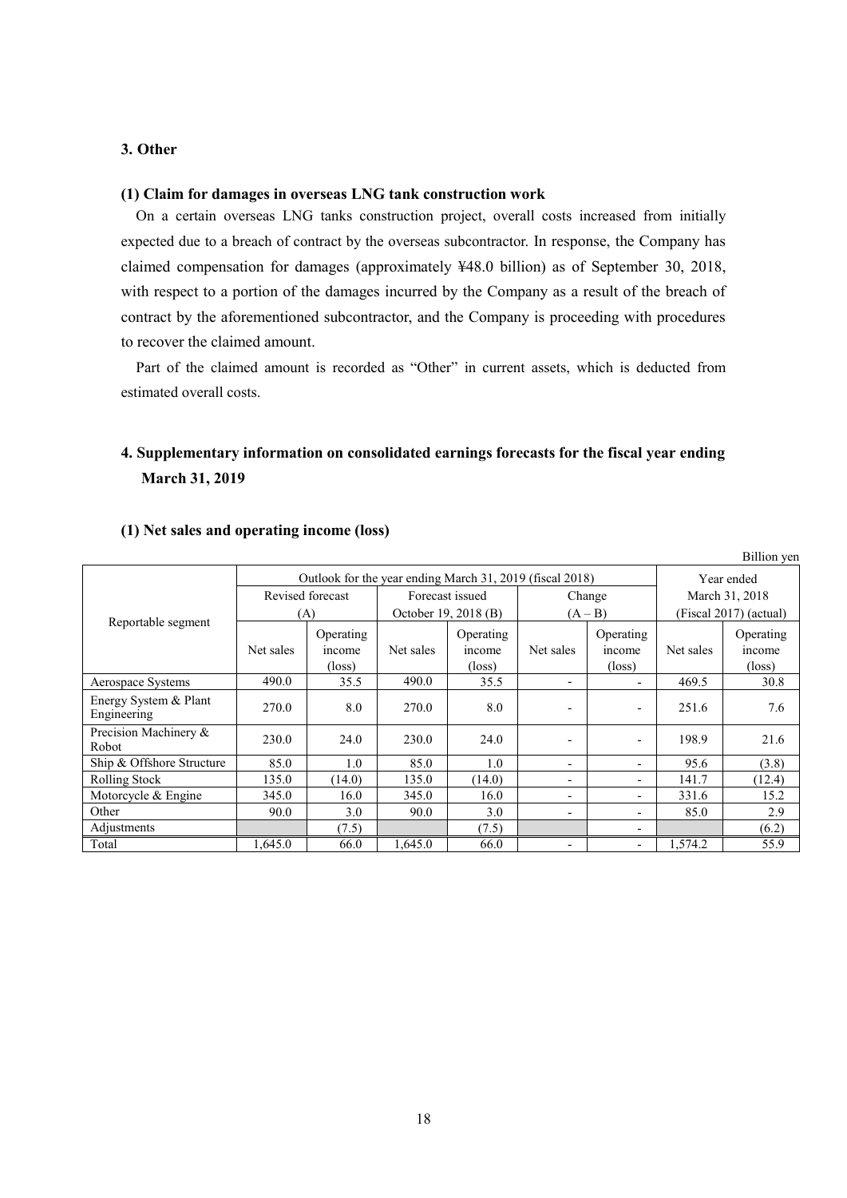## 3. Other

### (1) Claim for damages in overseas LNG tank construction work

On a certain overseas LNG tanks construction project, overall costs increased from initially expected due to a breach of contract by the overseas subcontractor. In response, the Company has claimed compensation for damages (approximately ¥48.0 billion) as of September 30, 2018, with respect to a portion of the damages incurred by the Company as a result of the breach of contract by the aforementioned subcontractor, and the Company is proceeding with procedures to recover the claimed amount.

Part of the claimed amount is recorded as "Other" in current assets, which is deducted from estimated overall costs.

## 4. Supplementary information on consolidated earnings forecasts for the fiscal year ending March 31, 2019

### (1) Net sales and operating income (loss)

Billion yen

| Reportable segment | Outlook for the year ending March 31, 2019 (fiscal 2018) | | | | | | Year ended March 31, 2018 (Fiscal 2017) (actual) | |
|---|---|---|---|---|---|---|---|---|
| | Revised forecast (A) | | Forecast issued October 19, 2018 (B) | | Change (A – B) | | | |
| | Net sales | Operating income (loss) | Net sales | Operating income (loss) | Net sales | Operating income (loss) | Net sales | Operating income (loss) |
| Aerospace Systems | 490.0 | 35.5 | 490.0 | 35.5 | - | - | 469.5 | 30.8 |
| Energy System & Plant Engineering | 270.0 | 8.0 | 270.0 | 8.0 | - | - | 251.6 | 7.6 |
| Precision Machinery & Robot | 230.0 | 24.0 | 230.0 | 24.0 | - | - | 198.9 | 21.6 |
| Ship & Offshore Structure | 85.0 | 1.0 | 85.0 | 1.0 | - | - | 95.6 | (3.8) |
| Rolling Stock | 135.0 | (14.0) | 135.0 | (14.0) | - | - | 141.7 | (12.4) |
| Motorcycle & Engine | 345.0 | 16.0 | 345.0 | 16.0 | - | - | 331.6 | 15.2 |
| Other | 90.0 | 3.0 | 90.0 | 3.0 | - | - | 85.0 | 2.9 |
| Adjustments | | (7.5) | | (7.5) | | - | | (6.2) |
| Total | 1,645.0 | 66.0 | 1,645.0 | 66.0 | - | - | 1,574.2 | 55.9 |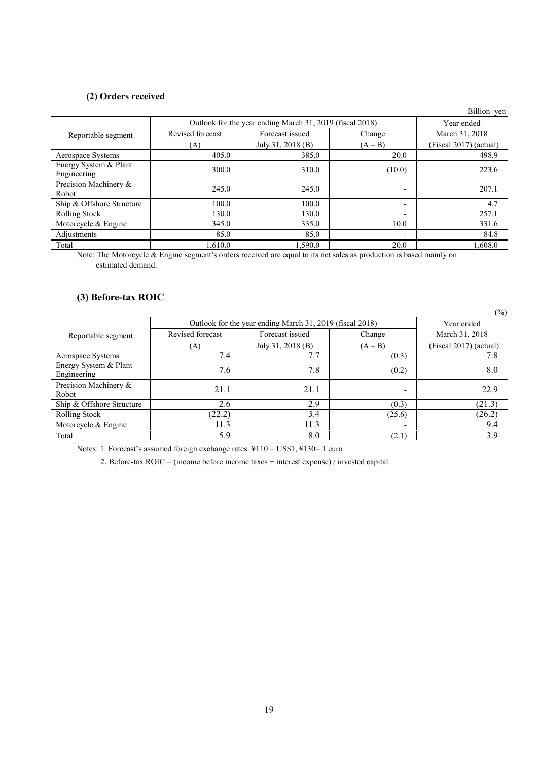### (2) Orders received

Billion yen

| Reportable segment | Outlook for the year ending March 31, 2019 (fiscal 2018) | | | Year ended |
|---|---|---|---|---|
| | Revised forecast | Forecast issued | Change | March 31, 2018 |
| | (A) | July 31, 2018 (B) | (A – B) | (Fiscal 2017) (actual) |
| Aerospace Systems | 405.0 | 385.0 | 20.0 | 498.9 |
| Energy System & Plant Engineering | 300.0 | 310.0 | (10.0) | 223.6 |
| Precision Machinery & Robot | 245.0 | 245.0 | - | 207.1 |
| Ship & Offshore Structure | 100.0 | 100.0 | - | 4.7 |
| Rolling Stock | 130.0 | 130.0 | - | 257.1 |
| Motorcycle & Engine | 345.0 | 335.0 | 10.0 | 331.6 |
| Adjustments | 85.0 | 85.0 | - | 84.8 |
| Total | 1,610.0 | 1,590.0 | 20.0 | 1,608.0 |

Note: The Motorcycle & Engine segment's orders received are equal to its net sales as production is based mainly on estimated demand.

### (3) Before-tax ROIC

(%)

| Reportable segment | Outlook for the year ending March 31, 2019 (fiscal 2018) | | | Year ended |
|---|---|---|---|---|
| | Revised forecast | Forecast issued | Change | March 31, 2018 |
| | (A) | July 31, 2018 (B) | (A – B) | (Fiscal 2017) (actual) |
| Aerospace Systems | 7.4 | 7.7 | (0.3) | 7.8 |
| Energy System & Plant Engineering | 7.6 | 7.8 | (0.2) | 8.0 |
| Precision Machinery & Robot | 21.1 | 21.1 | - | 22.9 |
| Ship & Offshore Structure | 2.6 | 2.9 | (0.3) | (21.3) |
| Rolling Stock | (22.2) | 3.4 | (25.6) | (26.2) |
| Motorcycle & Engine | 11.3 | 11.3 | - | 9.4 |
| Total | 5.9 | 8.0 | (2.1) | 3.9 |

Notes: 1. Forecast's assumed foreign exchange rates: ¥110 = US$1, ¥130= 1 euro

2. Before-tax ROIC = (income before income taxes + interest expense) / invested capital.